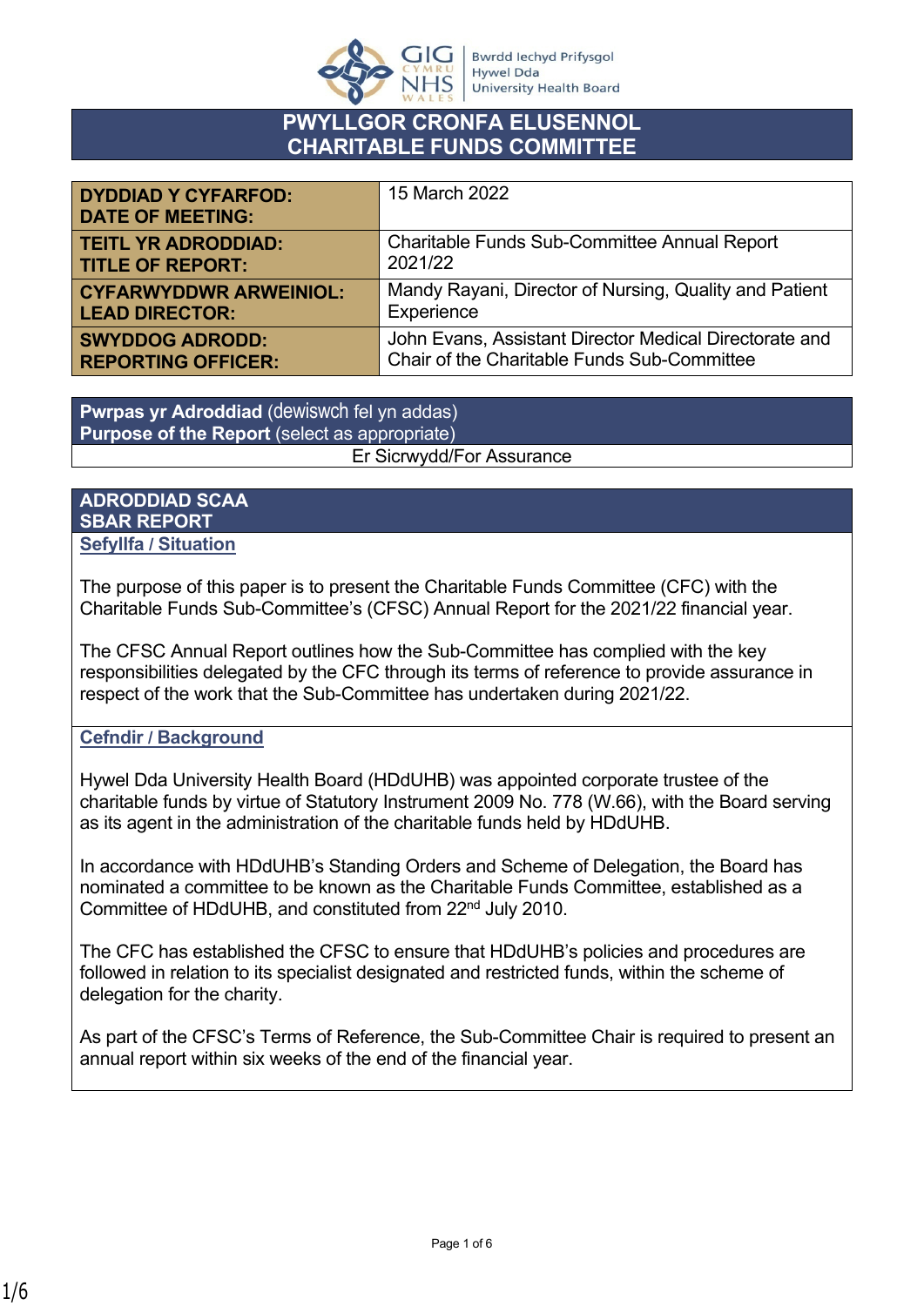# PWYLLGOR CRONFA ELUSENNOL
# CHARITABLE FUNDS COMMITTEE

| | |
|---|---|
| **DYDDIAD Y CYFARFOD: DATE OF MEETING:** | 15 March 2022 |
| **TEITL YR ADRODDIAD: TITLE OF REPORT:** | Charitable Funds Sub-Committee Annual Report 2021/22 |
| **CYFARWYDDWR ARWEINIOL: LEAD DIRECTOR:** | Mandy Rayani, Director of Nursing, Quality and Patient Experience |
| **SWYDDOG ADRODD: REPORTING OFFICER:** | John Evans, Assistant Director Medical Directorate and Chair of the Charitable Funds Sub-Committee |

| **Pwrpas yr Adroddiad** (dewiswch fel yn addas) **Purpose of the Report** (select as appropriate) |
|---|
| Er Sicrwydd/For Assurance |

## ADRODDIAD SCAA
## SBAR REPORT

### Sefyllfa / Situation

The purpose of this paper is to present the Charitable Funds Committee (CFC) with the Charitable Funds Sub-Committee's (CFSC) Annual Report for the 2021/22 financial year.

The CFSC Annual Report outlines how the Sub-Committee has complied with the key responsibilities delegated by the CFC through its terms of reference to provide assurance in respect of the work that the Sub-Committee has undertaken during 2021/22.

### Cefndir / Background

Hywel Dda University Health Board (HDdUHB) was appointed corporate trustee of the charitable funds by virtue of Statutory Instrument 2009 No. 778 (W.66), with the Board serving as its agent in the administration of the charitable funds held by HDdUHB.

In accordance with HDdUHB's Standing Orders and Scheme of Delegation, the Board has nominated a committee to be known as the Charitable Funds Committee, established as a Committee of HDdUHB, and constituted from 22nd July 2010.

The CFC has established the CFSC to ensure that HDdUHB's policies and procedures are followed in relation to its specialist designated and restricted funds, within the scheme of delegation for the charity.

As part of the CFSC's Terms of Reference, the Sub-Committee Chair is required to present an annual report within six weeks of the end of the financial year.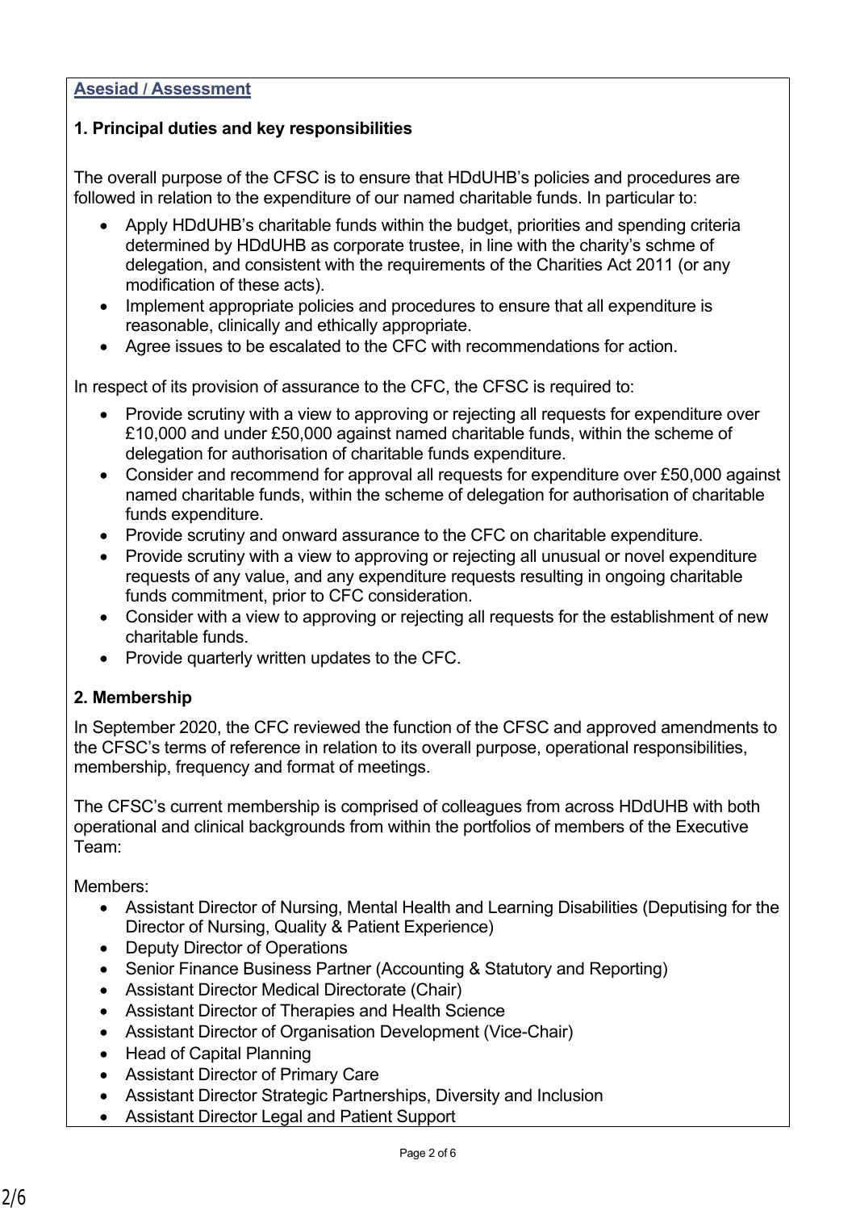**Asesiad / Assessment**

**1. Principal duties and key responsibilities**

The overall purpose of the CFSC is to ensure that HDdUHB's policies and procedures are followed in relation to the expenditure of our named charitable funds. In particular to:

- Apply HDdUHB's charitable funds within the budget, priorities and spending criteria determined by HDdUHB as corporate trustee, in line with the charity's schme of delegation, and consistent with the requirements of the Charities Act 2011 (or any modification of these acts).
- Implement appropriate policies and procedures to ensure that all expenditure is reasonable, clinically and ethically appropriate.
- Agree issues to be escalated to the CFC with recommendations for action.

In respect of its provision of assurance to the CFC, the CFSC is required to:

- Provide scrutiny with a view to approving or rejecting all requests for expenditure over £10,000 and under £50,000 against named charitable funds, within the scheme of delegation for authorisation of charitable funds expenditure.
- Consider and recommend for approval all requests for expenditure over £50,000 against named charitable funds, within the scheme of delegation for authorisation of charitable funds expenditure.
- Provide scrutiny and onward assurance to the CFC on charitable expenditure.
- Provide scrutiny with a view to approving or rejecting all unusual or novel expenditure requests of any value, and any expenditure requests resulting in ongoing charitable funds commitment, prior to CFC consideration.
- Consider with a view to approving or rejecting all requests for the establishment of new charitable funds.
- Provide quarterly written updates to the CFC.

**2. Membership**

In September 2020, the CFC reviewed the function of the CFSC and approved amendments to the CFSC's terms of reference in relation to its overall purpose, operational responsibilities, membership, frequency and format of meetings.

The CFSC's current membership is comprised of colleagues from across HDdUHB with both operational and clinical backgrounds from within the portfolios of members of the Executive Team:

Members:

- Assistant Director of Nursing, Mental Health and Learning Disabilities (Deputising for the Director of Nursing, Quality & Patient Experience)
- Deputy Director of Operations
- Senior Finance Business Partner (Accounting & Statutory and Reporting)
- Assistant Director Medical Directorate (Chair)
- Assistant Director of Therapies and Health Science
- Assistant Director of Organisation Development (Vice-Chair)
- Head of Capital Planning
- Assistant Director of Primary Care
- Assistant Director Strategic Partnerships, Diversity and Inclusion
- Assistant Director Legal and Patient Support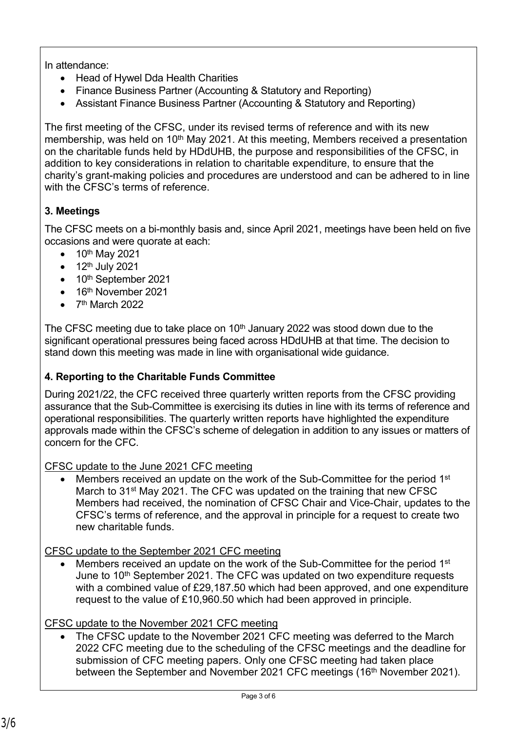In attendance:

- Head of Hywel Dda Health Charities
- Finance Business Partner (Accounting & Statutory and Reporting)
- Assistant Finance Business Partner (Accounting & Statutory and Reporting)

The first meeting of the CFSC, under its revised terms of reference and with its new membership, was held on 10th May 2021. At this meeting, Members received a presentation on the charitable funds held by HDdUHB, the purpose and responsibilities of the CFSC, in addition to key considerations in relation to charitable expenditure, to ensure that the charity's grant-making policies and procedures are understood and can be adhered to in line with the CFSC's terms of reference.

### 3. Meetings

The CFSC meets on a bi-monthly basis and, since April 2021, meetings have been held on five occasions and were quorate at each:

- 10th May 2021
- 12th July 2021
- 10th September 2021
- 16th November 2021
- 7th March 2022

The CFSC meeting due to take place on 10th January 2022 was stood down due to the significant operational pressures being faced across HDdUHB at that time. The decision to stand down this meeting was made in line with organisational wide guidance.

### 4. Reporting to the Charitable Funds Committee

During 2021/22, the CFC received three quarterly written reports from the CFSC providing assurance that the Sub-Committee is exercising its duties in line with its terms of reference and operational responsibilities. The quarterly written reports have highlighted the expenditure approvals made within the CFSC's scheme of delegation in addition to any issues or matters of concern for the CFC.

CFSC update to the June 2021 CFC meeting

- Members received an update on the work of the Sub-Committee for the period 1st March to 31st May 2021. The CFC was updated on the training that new CFSC Members had received, the nomination of CFSC Chair and Vice-Chair, updates to the CFSC's terms of reference, and the approval in principle for a request to create two new charitable funds.

CFSC update to the September 2021 CFC meeting

- Members received an update on the work of the Sub-Committee for the period 1st June to 10th September 2021. The CFC was updated on two expenditure requests with a combined value of £29,187.50 which had been approved, and one expenditure request to the value of £10,960.50 which had been approved in principle.

CFSC update to the November 2021 CFC meeting

- The CFSC update to the November 2021 CFC meeting was deferred to the March 2022 CFC meeting due to the scheduling of the CFSC meetings and the deadline for submission of CFC meeting papers. Only one CFSC meeting had taken place between the September and November 2021 CFC meetings (16th November 2021).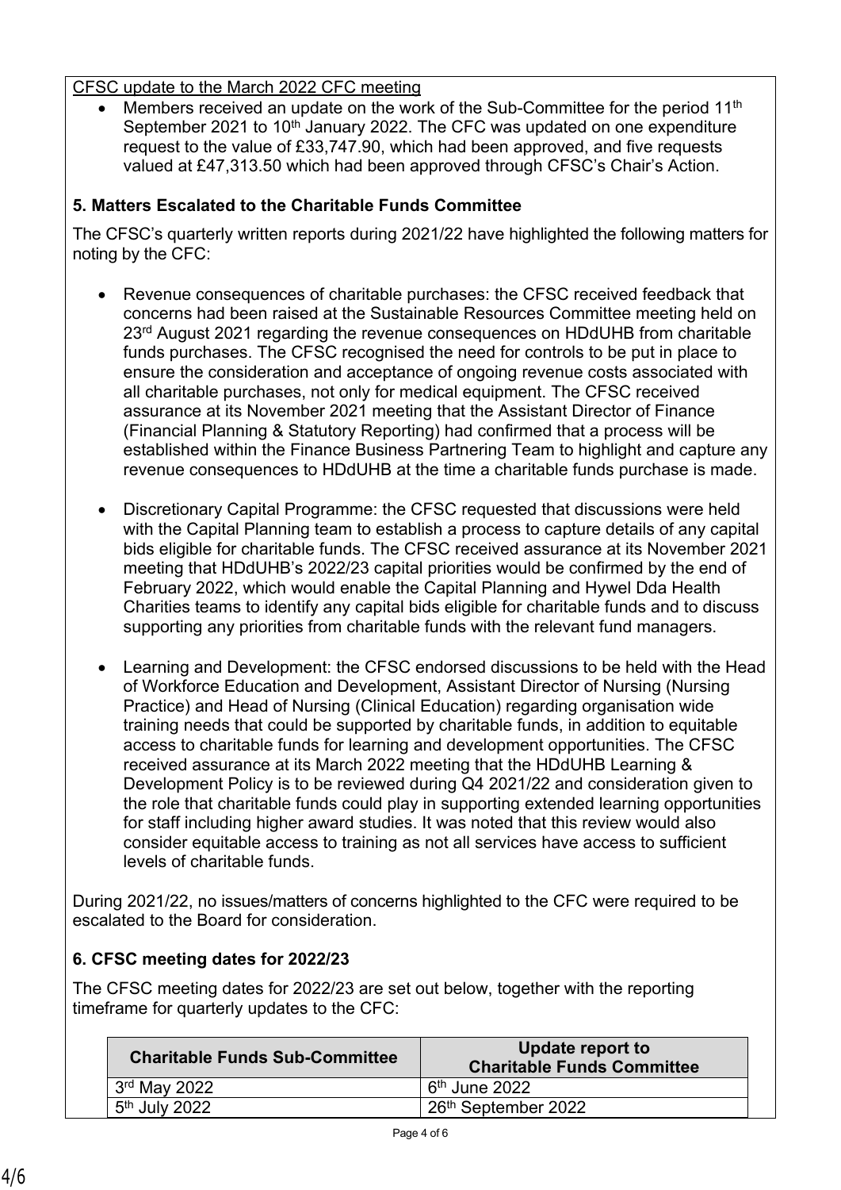CFSC update to the March 2022 CFC meeting

- Members received an update on the work of the Sub-Committee for the period 11th September 2021 to 10th January 2022. The CFC was updated on one expenditure request to the value of £33,747.90, which had been approved, and five requests valued at £47,313.50 which had been approved through CFSC's Chair's Action.

**5. Matters Escalated to the Charitable Funds Committee**

The CFSC's quarterly written reports during 2021/22 have highlighted the following matters for noting by the CFC:

- Revenue consequences of charitable purchases: the CFSC received feedback that concerns had been raised at the Sustainable Resources Committee meeting held on 23rd August 2021 regarding the revenue consequences on HDdUHB from charitable funds purchases. The CFSC recognised the need for controls to be put in place to ensure the consideration and acceptance of ongoing revenue costs associated with all charitable purchases, not only for medical equipment. The CFSC received assurance at its November 2021 meeting that the Assistant Director of Finance (Financial Planning & Statutory Reporting) had confirmed that a process will be established within the Finance Business Partnering Team to highlight and capture any revenue consequences to HDdUHB at the time a charitable funds purchase is made.

- Discretionary Capital Programme: the CFSC requested that discussions were held with the Capital Planning team to establish a process to capture details of any capital bids eligible for charitable funds. The CFSC received assurance at its November 2021 meeting that HDdUHB's 2022/23 capital priorities would be confirmed by the end of February 2022, which would enable the Capital Planning and Hywel Dda Health Charities teams to identify any capital bids eligible for charitable funds and to discuss supporting any priorities from charitable funds with the relevant fund managers.

- Learning and Development: the CFSC endorsed discussions to be held with the Head of Workforce Education and Development, Assistant Director of Nursing (Nursing Practice) and Head of Nursing (Clinical Education) regarding organisation wide training needs that could be supported by charitable funds, in addition to equitable access to charitable funds for learning and development opportunities. The CFSC received assurance at its March 2022 meeting that the HDdUHB Learning & Development Policy is to be reviewed during Q4 2021/22 and consideration given to the role that charitable funds could play in supporting extended learning opportunities for staff including higher award studies. It was noted that this review would also consider equitable access to training as not all services have access to sufficient levels of charitable funds.

During 2021/22, no issues/matters of concerns highlighted to the CFC were required to be escalated to the Board for consideration.

**6. CFSC meeting dates for 2022/23**

The CFSC meeting dates for 2022/23 are set out below, together with the reporting timeframe for quarterly updates to the CFC:

| Charitable Funds Sub-Committee | Update report to Charitable Funds Committee |
|---|---|
| 3rd May 2022 | 6th June 2022 |
| 5th July 2022 | 26th September 2022 |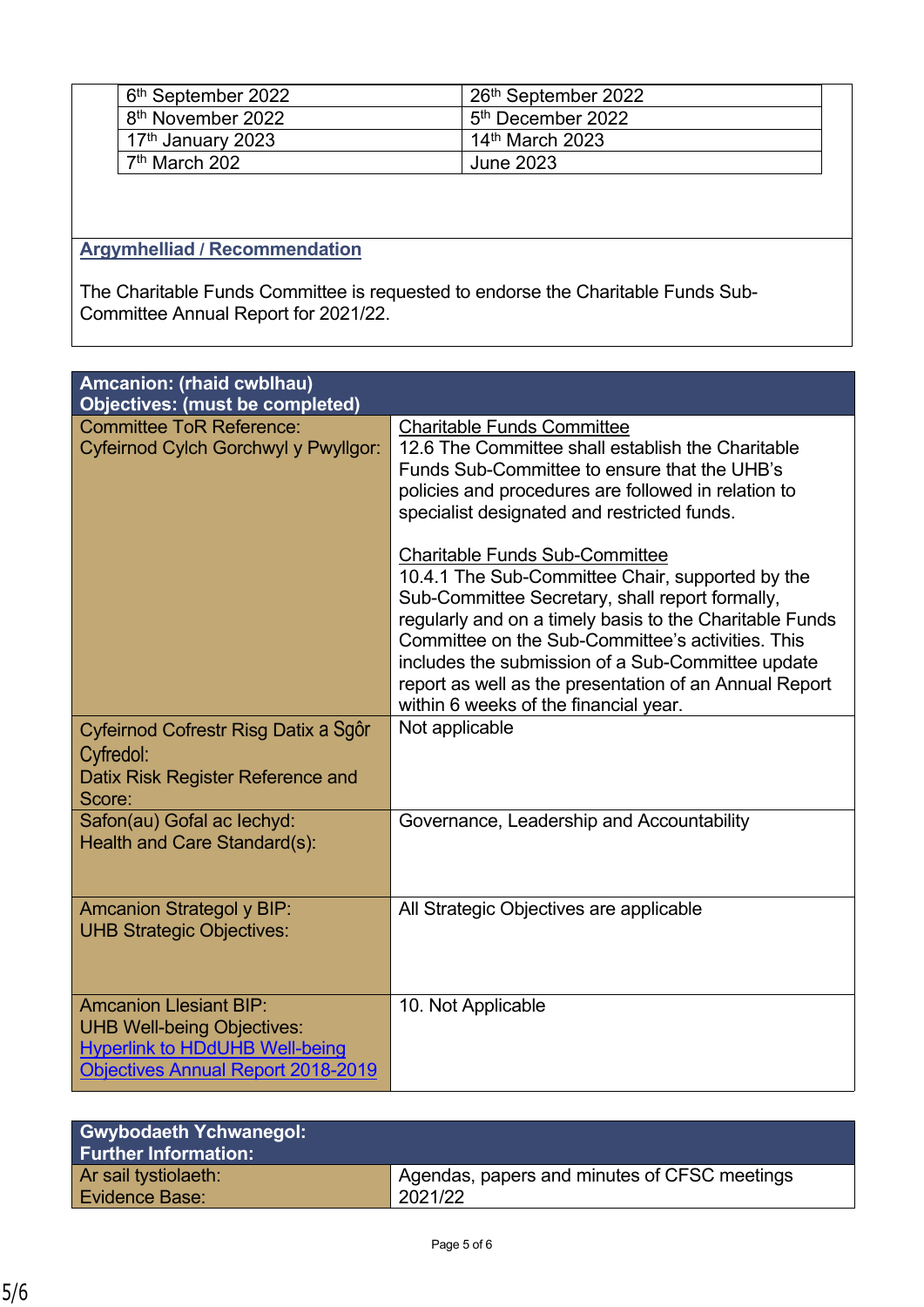| | |
|---|---|
| 6th September 2022 | 26th September 2022 |
| 8th November 2022 | 5th December 2022 |
| 17th January 2023 | 14th March 2023 |
| 7th March 202 | June 2023 |

**Argymhelliad / Recommendation**

The Charitable Funds Committee is requested to endorse the Charitable Funds Sub-Committee Annual Report for 2021/22.

| **Amcanion: (rhaid cwblhau)<br>Objectives: (must be completed)** | |
|---|---|
| Committee ToR Reference:<br>Cyfeirnod Cylch Gorchwyl y Pwyllgor: | Charitable Funds Committee<br>12.6 The Committee shall establish the Charitable Funds Sub-Committee to ensure that the UHB's policies and procedures are followed in relation to specialist designated and restricted funds.<br><br>Charitable Funds Sub-Committee<br>10.4.1 The Sub-Committee Chair, supported by the Sub-Committee Secretary, shall report formally, regularly and on a timely basis to the Charitable Funds Committee on the Sub-Committee's activities. This includes the submission of a Sub-Committee update report as well as the presentation of an Annual Report within 6 weeks of the financial year. |
| Cyfeirnod Cofrestr Risg Datix a Sgôr Cyfredol:<br>Datix Risk Register Reference and Score: | Not applicable |
| Safon(au) Gofal ac Iechyd:<br>Health and Care Standard(s): | Governance, Leadership and Accountability |
| Amcanion Strategol y BIP:<br>UHB Strategic Objectives: | All Strategic Objectives are applicable |
| Amcanion Llesiant BIP:<br>UHB Well-being Objectives:<br>Hyperlink to HDdUHB Well-being Objectives Annual Report 2018-2019 | 10. Not Applicable |

| **Gwybodaeth Ychwanegol:<br>Further Information:** | |
|---|---|
| Ar sail tystiolaeth:<br>Evidence Base: | Agendas, papers and minutes of CFSC meetings 2021/22 |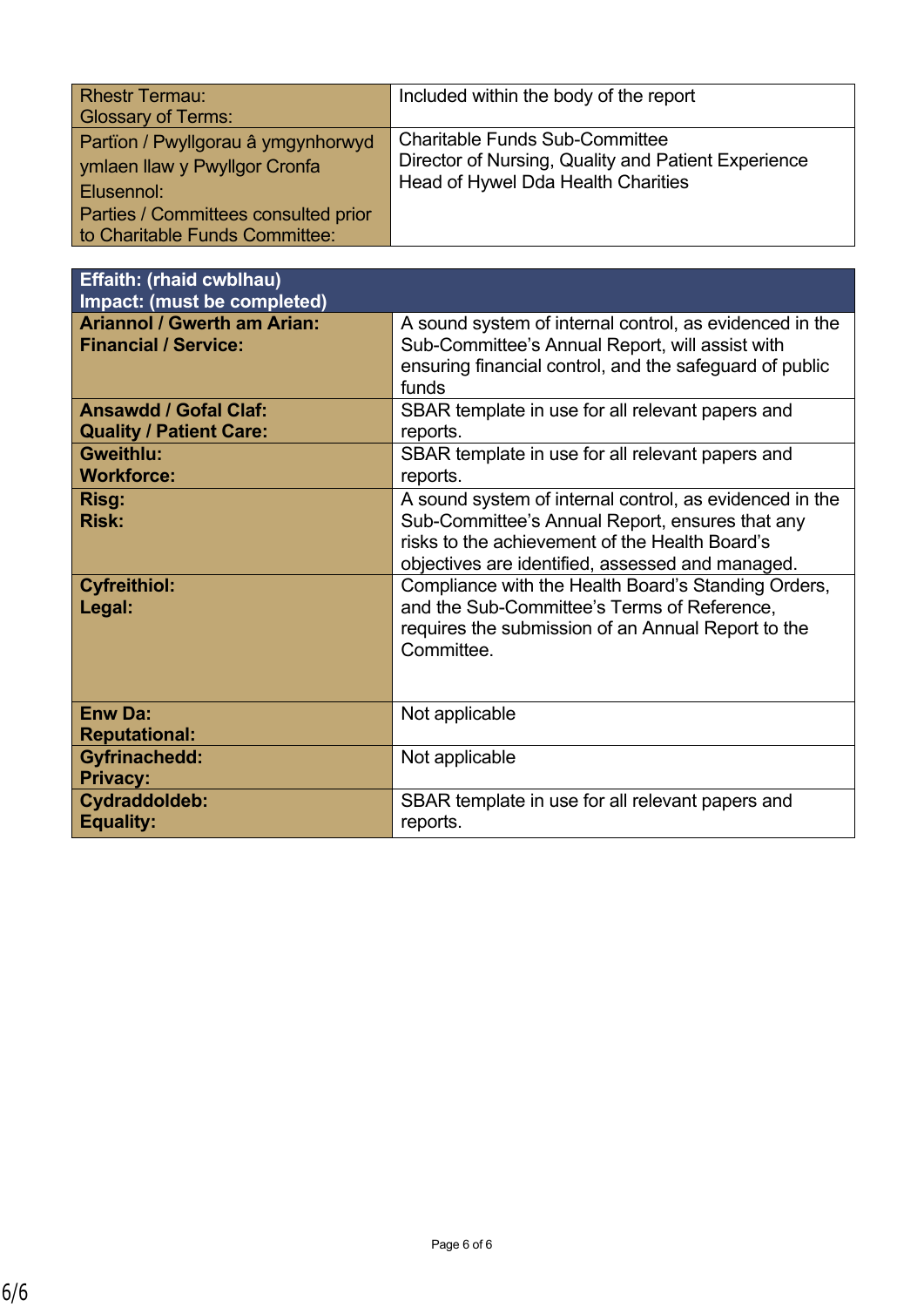| | |
|---|---|
| Rhestr Termau:<br>Glossary of Terms: | Included within the body of the report |
| Partïon / Pwyllgorau â ymgynhorwyd ymlaen llaw y Pwyllgor Cronfa Elusennol:<br>Parties / Committees consulted prior to Charitable Funds Committee: | Charitable Funds Sub-Committee<br>Director of Nursing, Quality and Patient Experience<br>Head of Hywel Dda Health Charities |

| **Effaith: (rhaid cwblhau)<br>Impact: (must be completed)** | |
|---|---|
| **Ariannol / Gwerth am Arian:<br>Financial / Service:** | A sound system of internal control, as evidenced in the Sub-Committee's Annual Report, will assist with ensuring financial control, and the safeguard of public funds |
| **Ansawdd / Gofal Claf:<br>Quality / Patient Care:** | SBAR template in use for all relevant papers and reports. |
| **Gweithlu:<br>Workforce:** | SBAR template in use for all relevant papers and reports. |
| **Risg:<br>Risk:** | A sound system of internal control, as evidenced in the Sub-Committee's Annual Report, ensures that any risks to the achievement of the Health Board's objectives are identified, assessed and managed. |
| **Cyfreithiol:<br>Legal:** | Compliance with the Health Board's Standing Orders, and the Sub-Committee's Terms of Reference, requires the submission of an Annual Report to the Committee. |
| **Enw Da:<br>Reputational:** | Not applicable |
| **Gyfrinachedd:<br>Privacy:** | Not applicable |
| **Cydraddoldeb:<br>Equality:** | SBAR template in use for all relevant papers and reports. |